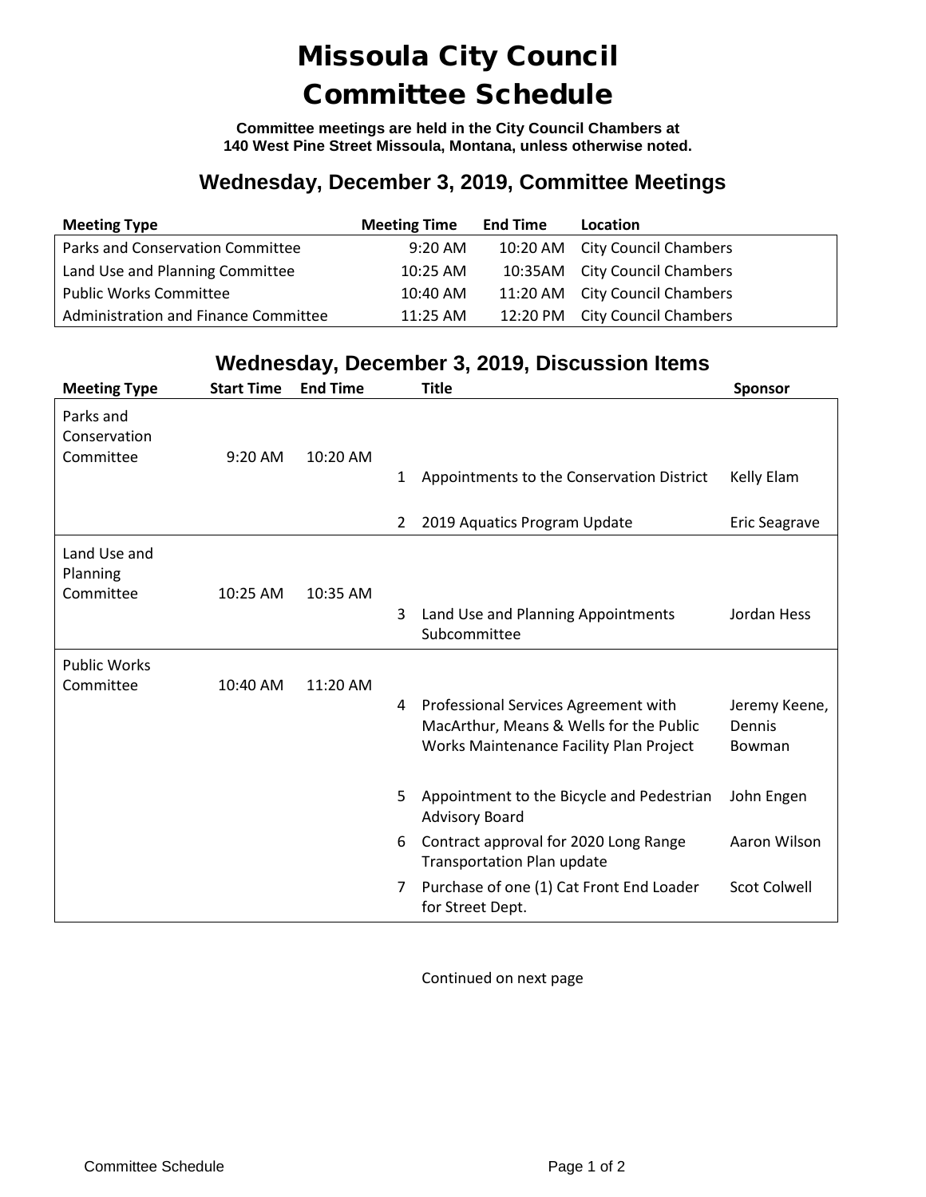# Missoula City Council Committee Schedule

**Committee meetings are held in the City Council Chambers at 140 West Pine Street Missoula, Montana, unless otherwise noted.**

## Wednesday, December 3, 2019, Committee Meetings

| Meeting Type | Meeting Time | End Time | Location |
|---|---|---|---|
| Parks and Conservation Committee | 9:20 AM | 10:20 AM | City Council Chambers |
| Land Use and Planning Committee | 10:25 AM | 10:35AM | City Council Chambers |
| Public Works Committee | 10:40 AM | 11:20 AM | City Council Chambers |
| Administration and Finance Committee | 11:25 AM | 12:20 PM | City Council Chambers |

## Wednesday, December 3, 2019, Discussion Items

| Meeting Type | Start Time | End Time | | Title | Sponsor |
|---|---|---|---|---|---|
| Parks and Conservation Committee | 9:20 AM | 10:20 AM | | | |
| | | | 1 | Appointments to the Conservation District | Kelly Elam |
| | | | 2 | 2019 Aquatics Program Update | Eric Seagrave |
| Land Use and Planning Committee | 10:25 AM | 10:35 AM | | | |
| | | | 3 | Land Use and Planning Appointments Subcommittee | Jordan Hess |
| Public Works Committee | 10:40 AM | 11:20 AM | | | |
| | | | 4 | Professional Services Agreement with MacArthur, Means & Wells for the Public Works Maintenance Facility Plan Project | Jeremy Keene, Dennis Bowman |
| | | | 5 | Appointment to the Bicycle and Pedestrian Advisory Board | John Engen |
| | | | 6 | Contract approval for 2020 Long Range Transportation Plan update | Aaron Wilson |
| | | | 7 | Purchase of one (1) Cat Front End Loader for Street Dept. | Scot Colwell |

Continued on next page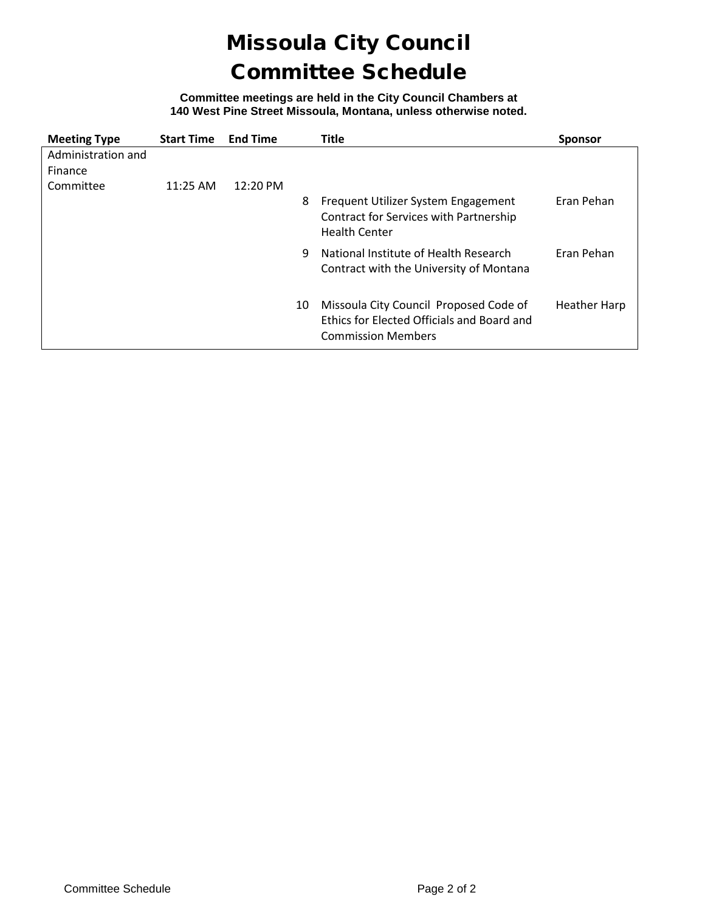# Missoula City Council
# Committee Schedule

**Committee meetings are held in the City Council Chambers at 140 West Pine Street Missoula, Montana, unless otherwise noted.**

| Meeting Type | Start Time | End Time | | Title | Sponsor |
|---|---|---|---|---|---|
| Administration and Finance Committee | 11:25 AM | 12:20 PM | | | |
| | | | 8 | Frequent Utilizer System Engagement Contract for Services with Partnership Health Center | Eran Pehan |
| | | | 9 | National Institute of Health Research Contract with the University of Montana | Eran Pehan |
| | | | 10 | Missoula City Council Proposed Code of Ethics for Elected Officials and Board and Commission Members | Heather Harp |